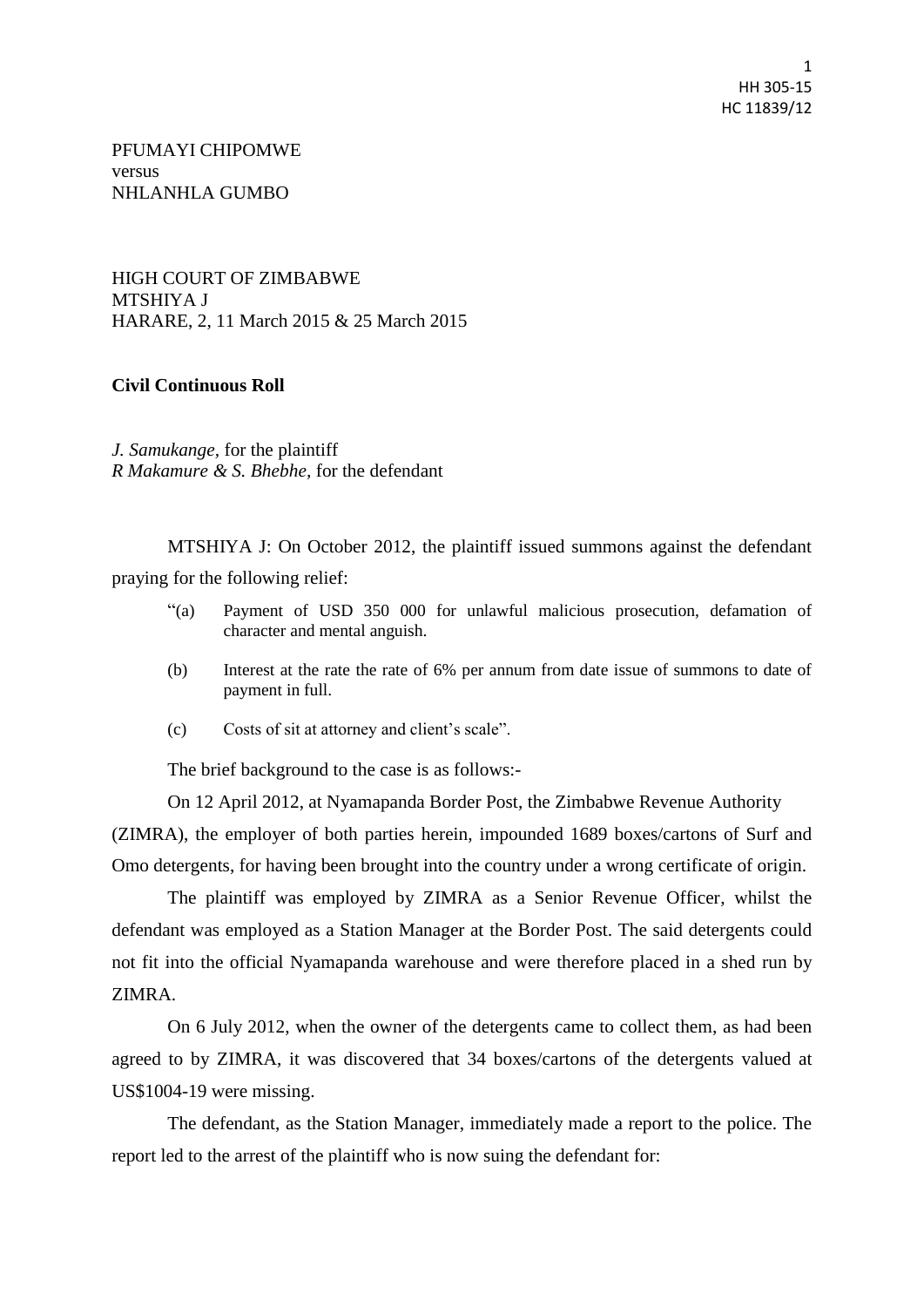PFUMAYI CHIPOMWE
versus
NHLANHLA GUMBO

HIGH COURT OF ZIMBABWE
MTSHIYA J
HARARE, 2, 11 March 2015 & 25 March 2015

**Civil Continuous Roll**

*J. Samukange,* for the plaintiff
*R Makamure & S. Bhebhe,* for the defendant

MTSHIYA J: On October 2012, the plaintiff issued summons against the defendant praying for the following relief:

> "(a) Payment of USD 350 000 for unlawful malicious prosecution, defamation of character and mental anguish.
>
> (b) Interest at the rate the rate of 6% per annum from date issue of summons to date of payment in full.
>
> (c) Costs of sit at attorney and client's scale".

The brief background to the case is as follows:-

On 12 April 2012, at Nyamapanda Border Post, the Zimbabwe Revenue Authority (ZIMRA), the employer of both parties herein, impounded 1689 boxes/cartons of Surf and Omo detergents, for having been brought into the country under a wrong certificate of origin.

The plaintiff was employed by ZIMRA as a Senior Revenue Officer, whilst the defendant was employed as a Station Manager at the Border Post. The said detergents could not fit into the official Nyamapanda warehouse and were therefore placed in a shed run by ZIMRA.

On 6 July 2012, when the owner of the detergents came to collect them, as had been agreed to by ZIMRA, it was discovered that 34 boxes/cartons of the detergents valued at US$1004-19 were missing.

The defendant, as the Station Manager, immediately made a report to the police. The report led to the arrest of the plaintiff who is now suing the defendant for: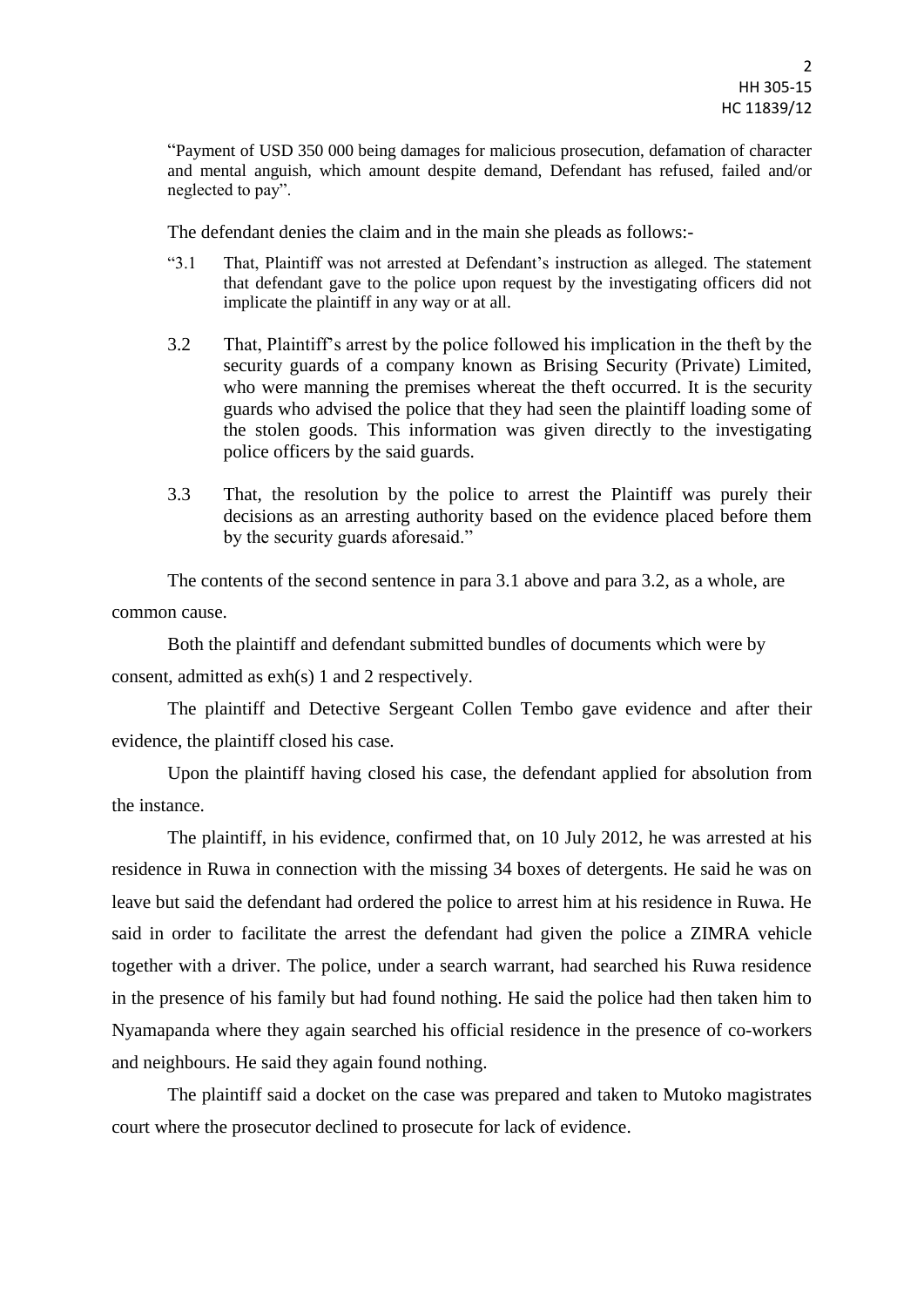"Payment of USD 350 000 being damages for malicious prosecution, defamation of character and mental anguish, which amount despite demand, Defendant has refused, failed and/or neglected to pay".

The defendant denies the claim and in the main she pleads as follows:-

> "3.1 That, Plaintiff was not arrested at Defendant's instruction as alleged. The statement that defendant gave to the police upon request by the investigating officers did not implicate the plaintiff in any way or at all.
>
> 3.2 That, Plaintiff's arrest by the police followed his implication in the theft by the security guards of a company known as Brising Security (Private) Limited, who were manning the premises whereat the theft occurred. It is the security guards who advised the police that they had seen the plaintiff loading some of the stolen goods. This information was given directly to the investigating police officers by the said guards.
>
> 3.3 That, the resolution by the police to arrest the Plaintiff was purely their decisions as an arresting authority based on the evidence placed before them by the security guards aforesaid."

The contents of the second sentence in para 3.1 above and para 3.2, as a whole, are common cause.

Both the plaintiff and defendant submitted bundles of documents which were by consent, admitted as exh(s) 1 and 2 respectively.

The plaintiff and Detective Sergeant Collen Tembo gave evidence and after their evidence, the plaintiff closed his case.

Upon the plaintiff having closed his case, the defendant applied for absolution from the instance.

The plaintiff, in his evidence, confirmed that, on 10 July 2012, he was arrested at his residence in Ruwa in connection with the missing 34 boxes of detergents. He said he was on leave but said the defendant had ordered the police to arrest him at his residence in Ruwa. He said in order to facilitate the arrest the defendant had given the police a ZIMRA vehicle together with a driver. The police, under a search warrant, had searched his Ruwa residence in the presence of his family but had found nothing. He said the police had then taken him to Nyamapanda where they again searched his official residence in the presence of co-workers and neighbours. He said they again found nothing.

The plaintiff said a docket on the case was prepared and taken to Mutoko magistrates court where the prosecutor declined to prosecute for lack of evidence.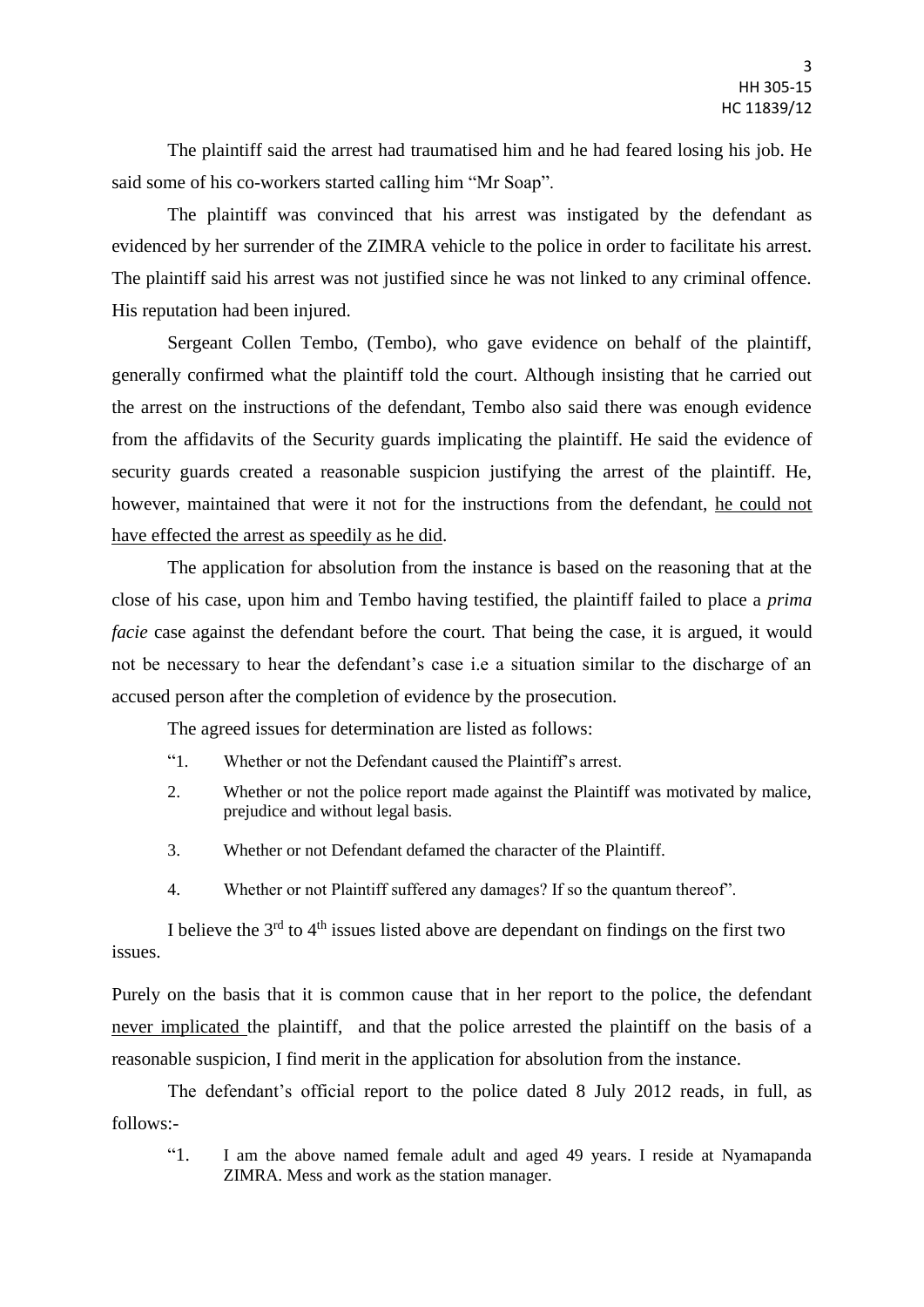The plaintiff said the arrest had traumatised him and he had feared losing his job. He said some of his co-workers started calling him "Mr Soap".

The plaintiff was convinced that his arrest was instigated by the defendant as evidenced by her surrender of the ZIMRA vehicle to the police in order to facilitate his arrest. The plaintiff said his arrest was not justified since he was not linked to any criminal offence. His reputation had been injured.

Sergeant Collen Tembo, (Tembo), who gave evidence on behalf of the plaintiff, generally confirmed what the plaintiff told the court. Although insisting that he carried out the arrest on the instructions of the defendant, Tembo also said there was enough evidence from the affidavits of the Security guards implicating the plaintiff. He said the evidence of security guards created a reasonable suspicion justifying the arrest of the plaintiff. He, however, maintained that were it not for the instructions from the defendant, <u>he could not have effected the arrest as speedily as he did</u>.

The application for absolution from the instance is based on the reasoning that at the close of his case, upon him and Tembo having testified, the plaintiff failed to place a *prima facie* case against the defendant before the court. That being the case, it is argued, it would not be necessary to hear the defendant's case i.e a situation similar to the discharge of an accused person after the completion of evidence by the prosecution.

The agreed issues for determination are listed as follows:

> "1. Whether or not the Defendant caused the Plaintiff's arrest.
>
> 2. Whether or not the police report made against the Plaintiff was motivated by malice, prejudice and without legal basis.
>
> 3. Whether or not Defendant defamed the character of the Plaintiff.
>
> 4. Whether or not Plaintiff suffered any damages? If so the quantum thereof".

I believe the 3rd to 4th issues listed above are dependant on findings on the first two issues.

Purely on the basis that it is common cause that in her report to the police, the defendant <u>never implicated</u> the plaintiff, and that the police arrested the plaintiff on the basis of a reasonable suspicion, I find merit in the application for absolution from the instance.

The defendant's official report to the police dated 8 July 2012 reads, in full, as follows:-

> "1. I am the above named female adult and aged 49 years. I reside at Nyamapanda ZIMRA. Mess and work as the station manager.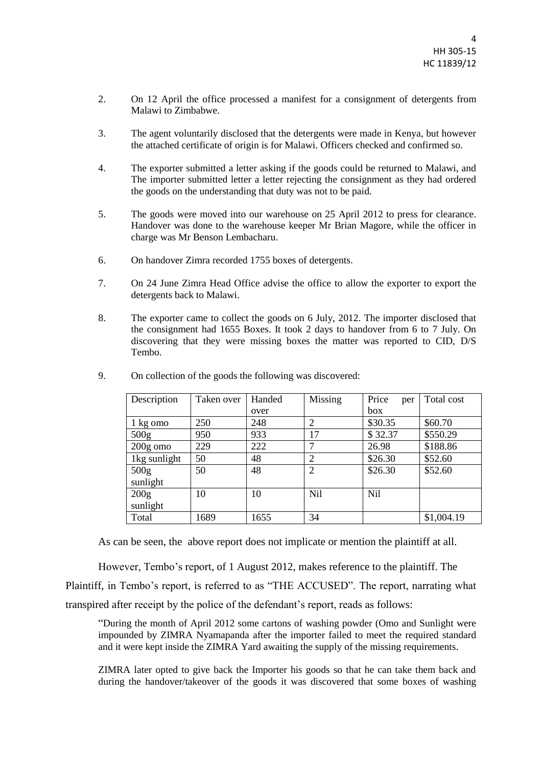2. On 12 April the office processed a manifest for a consignment of detergents from Malawi to Zimbabwe.

3. The agent voluntarily disclosed that the detergents were made in Kenya, but however the attached certificate of origin is for Malawi. Officers checked and confirmed so.

4. The exporter submitted a letter asking if the goods could be returned to Malawi, and The importer submitted letter a letter rejecting the consignment as they had ordered the goods on the understanding that duty was not to be paid.

5. The goods were moved into our warehouse on 25 April 2012 to press for clearance. Handover was done to the warehouse keeper Mr Brian Magore, while the officer in charge was Mr Benson Lembacharu.

6. On handover Zimra recorded 1755 boxes of detergents.

7. On 24 June Zimra Head Office advise the office to allow the exporter to export the detergents back to Malawi.

8. The exporter came to collect the goods on 6 July, 2012. The importer disclosed that the consignment had 1655 Boxes. It took 2 days to handover from 6 to 7 July. On discovering that they were missing boxes the matter was reported to CID, D/S Tembo.

9. On collection of the goods the following was discovered:

| Description | Taken over | Handed over | Missing | Price per box | Total cost |
|---|---|---|---|---|---|
| 1 kg omo | 250 | 248 | 2 | $30.35 | $60.70 |
| 500g | 950 | 933 | 17 | $ 32.37 | $550.29 |
| 200g omo | 229 | 222 | 7 | 26.98 | $188.86 |
| 1kg sunlight | 50 | 48 | 2 | $26.30 | $52.60 |
| 500g sunlight | 50 | 48 | 2 | $26.30 | $52.60 |
| 200g sunlight | 10 | 10 | Nil | Nil | |
| Total | 1689 | 1655 | 34 | | $1,004.19 |

As can be seen, the above report does not implicate or mention the plaintiff at all.

However, Tembo's report, of 1 August 2012, makes reference to the plaintiff. The Plaintiff, in Tembo's report, is referred to as "THE ACCUSED". The report, narrating what transpired after receipt by the police of the defendant's report, reads as follows:

> "During the month of April 2012 some cartons of washing powder (Omo and Sunlight were impounded by ZIMRA Nyamapanda after the importer failed to meet the required standard and it were kept inside the ZIMRA Yard awaiting the supply of the missing requirements.
>
> ZIMRA later opted to give back the Importer his goods so that he can take them back and during the handover/takeover of the goods it was discovered that some boxes of washing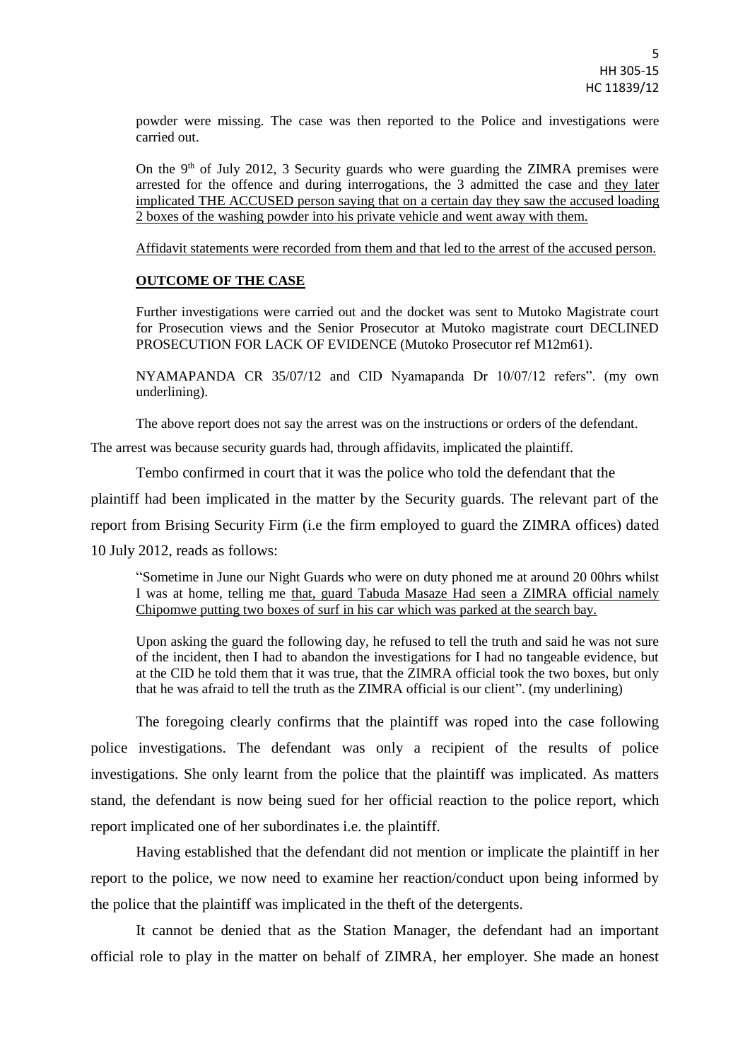powder were missing. The case was then reported to the Police and investigations were carried out.

On the 9th of July 2012, 3 Security guards who were guarding the ZIMRA premises were arrested for the offence and during interrogations, the 3 admitted the case and they later implicated THE ACCUSED person saying that on a certain day they saw the accused loading 2 boxes of the washing powder into his private vehicle and went away with them.

Affidavit statements were recorded from them and that led to the arrest of the accused person.

**OUTCOME OF THE CASE**

Further investigations were carried out and the docket was sent to Mutoko Magistrate court for Prosecution views and the Senior Prosecutor at Mutoko magistrate court DECLINED PROSECUTION FOR LACK OF EVIDENCE (Mutoko Prosecutor ref M12m61).

NYAMAPANDA CR 35/07/12 and CID Nyamapanda Dr 10/07/12 refers". (my own underlining).

The above report does not say the arrest was on the instructions or orders of the defendant. The arrest was because security guards had, through affidavits, implicated the plaintiff.

Tembo confirmed in court that it was the police who told the defendant that the plaintiff had been implicated in the matter by the Security guards. The relevant part of the report from Brising Security Firm (i.e the firm employed to guard the ZIMRA offices) dated 10 July 2012, reads as follows:

"Sometime in June our Night Guards who were on duty phoned me at around 20 00hrs whilst I was at home, telling me that, guard Tabuda Masaze Had seen a ZIMRA official namely Chipomwe putting two boxes of surf in his car which was parked at the search bay.

Upon asking the guard the following day, he refused to tell the truth and said he was not sure of the incident, then I had to abandon the investigations for I had no tangeable evidence, but at the CID he told them that it was true, that the ZIMRA official took the two boxes, but only that he was afraid to tell the truth as the ZIMRA official is our client". (my underlining)

The foregoing clearly confirms that the plaintiff was roped into the case following police investigations. The defendant was only a recipient of the results of police investigations. She only learnt from the police that the plaintiff was implicated. As matters stand, the defendant is now being sued for her official reaction to the police report, which report implicated one of her subordinates i.e. the plaintiff.

Having established that the defendant did not mention or implicate the plaintiff in her report to the police, we now need to examine her reaction/conduct upon being informed by the police that the plaintiff was implicated in the theft of the detergents.

It cannot be denied that as the Station Manager, the defendant had an important official role to play in the matter on behalf of ZIMRA, her employer. She made an honest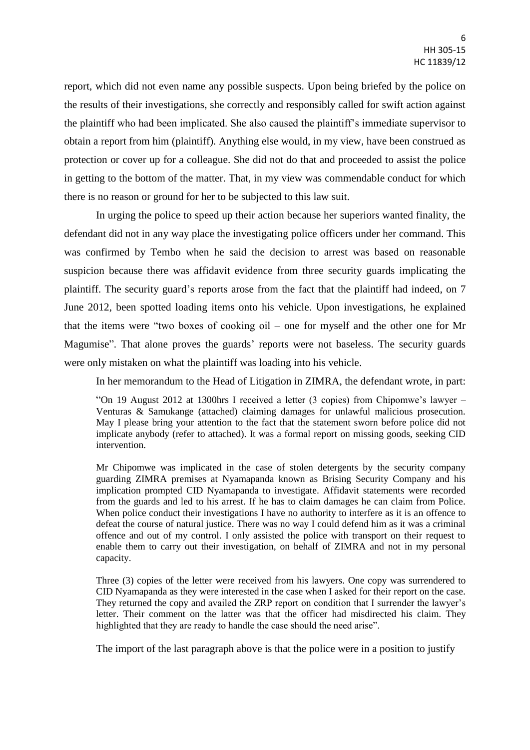report, which did not even name any possible suspects. Upon being briefed by the police on the results of their investigations, she correctly and responsibly called for swift action against the plaintiff who had been implicated. She also caused the plaintiff's immediate supervisor to obtain a report from him (plaintiff). Anything else would, in my view, have been construed as protection or cover up for a colleague. She did not do that and proceeded to assist the police in getting to the bottom of the matter. That, in my view was commendable conduct for which there is no reason or ground for her to be subjected to this law suit.

In urging the police to speed up their action because her superiors wanted finality, the defendant did not in any way place the investigating police officers under her command. This was confirmed by Tembo when he said the decision to arrest was based on reasonable suspicion because there was affidavit evidence from three security guards implicating the plaintiff. The security guard's reports arose from the fact that the plaintiff had indeed, on 7 June 2012, been spotted loading items onto his vehicle. Upon investigations, he explained that the items were "two boxes of cooking oil – one for myself and the other one for Mr Magumise". That alone proves the guards' reports were not baseless. The security guards were only mistaken on what the plaintiff was loading into his vehicle.

In her memorandum to the Head of Litigation in ZIMRA, the defendant wrote, in part:

> "On 19 August 2012 at 1300hrs I received a letter (3 copies) from Chipomwe's lawyer – Venturas & Samukange (attached) claiming damages for unlawful malicious prosecution. May I please bring your attention to the fact that the statement sworn before police did not implicate anybody (refer to attached). It was a formal report on missing goods, seeking CID intervention.
>
> Mr Chipomwe was implicated in the case of stolen detergents by the security company guarding ZIMRA premises at Nyamapanda known as Brising Security Company and his implication prompted CID Nyamapanda to investigate. Affidavit statements were recorded from the guards and led to his arrest. If he has to claim damages he can claim from Police. When police conduct their investigations I have no authority to interfere as it is an offence to defeat the course of natural justice. There was no way I could defend him as it was a criminal offence and out of my control. I only assisted the police with transport on their request to enable them to carry out their investigation, on behalf of ZIMRA and not in my personal capacity.
>
> Three (3) copies of the letter were received from his lawyers. One copy was surrendered to CID Nyamapanda as they were interested in the case when I asked for their report on the case. They returned the copy and availed the ZRP report on condition that I surrender the lawyer's letter. Their comment on the latter was that the officer had misdirected his claim. They highlighted that they are ready to handle the case should the need arise".

The import of the last paragraph above is that the police were in a position to justify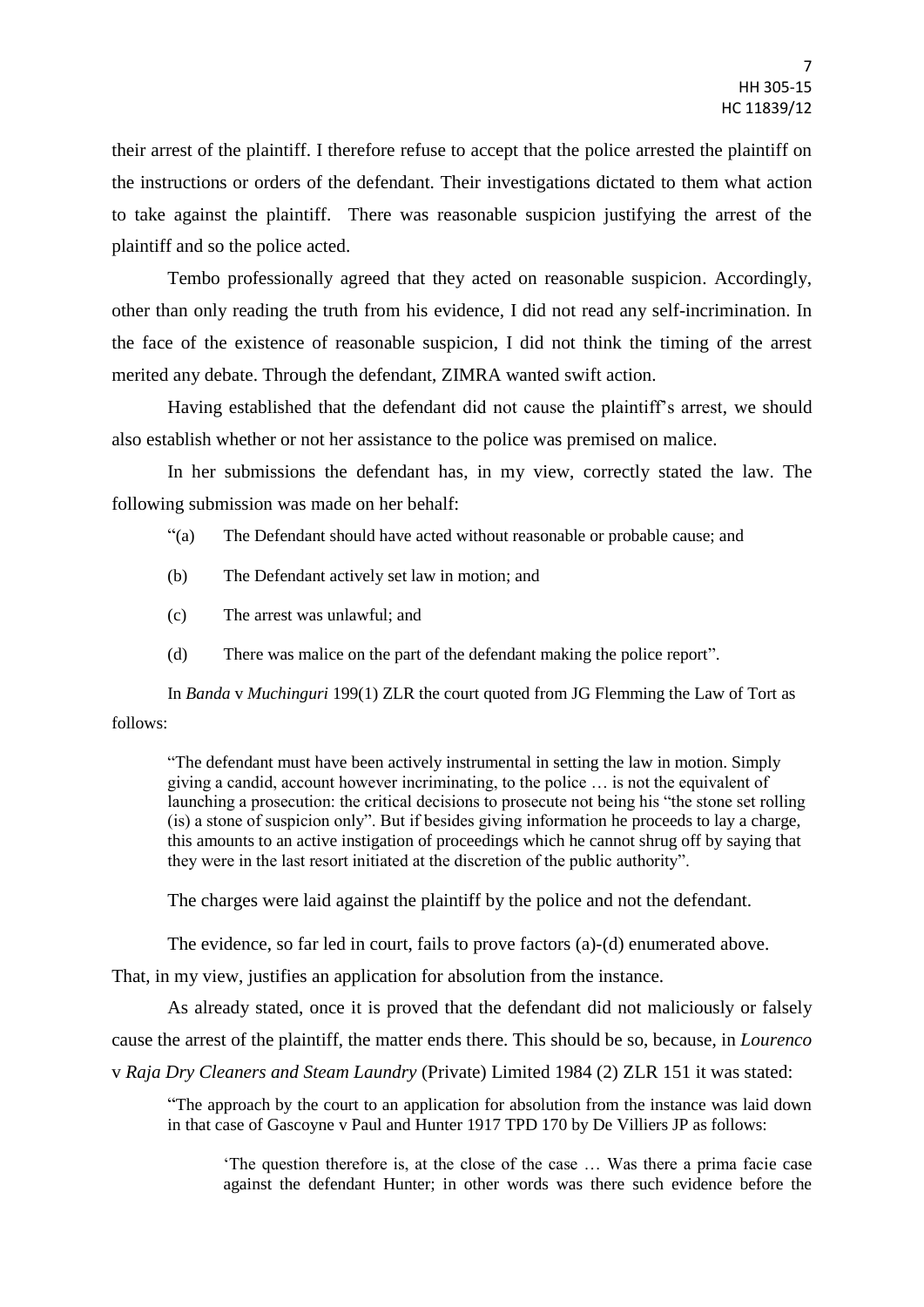their arrest of the plaintiff. I therefore refuse to accept that the police arrested the plaintiff on the instructions or orders of the defendant. Their investigations dictated to them what action to take against the plaintiff. There was reasonable suspicion justifying the arrest of the plaintiff and so the police acted.

Tembo professionally agreed that they acted on reasonable suspicion. Accordingly, other than only reading the truth from his evidence, I did not read any self-incrimination. In the face of the existence of reasonable suspicion, I did not think the timing of the arrest merited any debate. Through the defendant, ZIMRA wanted swift action.

Having established that the defendant did not cause the plaintiff's arrest, we should also establish whether or not her assistance to the police was premised on malice.

In her submissions the defendant has, in my view, correctly stated the law. The following submission was made on her behalf:

> "(a) The Defendant should have acted without reasonable or probable cause; and
>
> (b) The Defendant actively set law in motion; and
>
> (c) The arrest was unlawful; and
>
> (d) There was malice on the part of the defendant making the police report".

In *Banda* v *Muchinguri* 199(1) ZLR the court quoted from JG Flemming the Law of Tort as follows:

> "The defendant must have been actively instrumental in setting the law in motion. Simply giving a candid, account however incriminating, to the police … is not the equivalent of launching a prosecution: the critical decisions to prosecute not being his "the stone set rolling (is) a stone of suspicion only". But if besides giving information he proceeds to lay a charge, this amounts to an active instigation of proceedings which he cannot shrug off by saying that they were in the last resort initiated at the discretion of the public authority".

The charges were laid against the plaintiff by the police and not the defendant.

The evidence, so far led in court, fails to prove factors (a)-(d) enumerated above. That, in my view, justifies an application for absolution from the instance.

As already stated, once it is proved that the defendant did not maliciously or falsely cause the arrest of the plaintiff, the matter ends there. This should be so, because, in *Lourenco* v *Raja Dry Cleaners and Steam Laundry* (Private) Limited 1984 (2) ZLR 151 it was stated:

> "The approach by the court to an application for absolution from the instance was laid down in that case of Gascoyne v Paul and Hunter 1917 TPD 170 by De Villiers JP as follows:
>
> > 'The question therefore is, at the close of the case … Was there a prima facie case against the defendant Hunter; in other words was there such evidence before the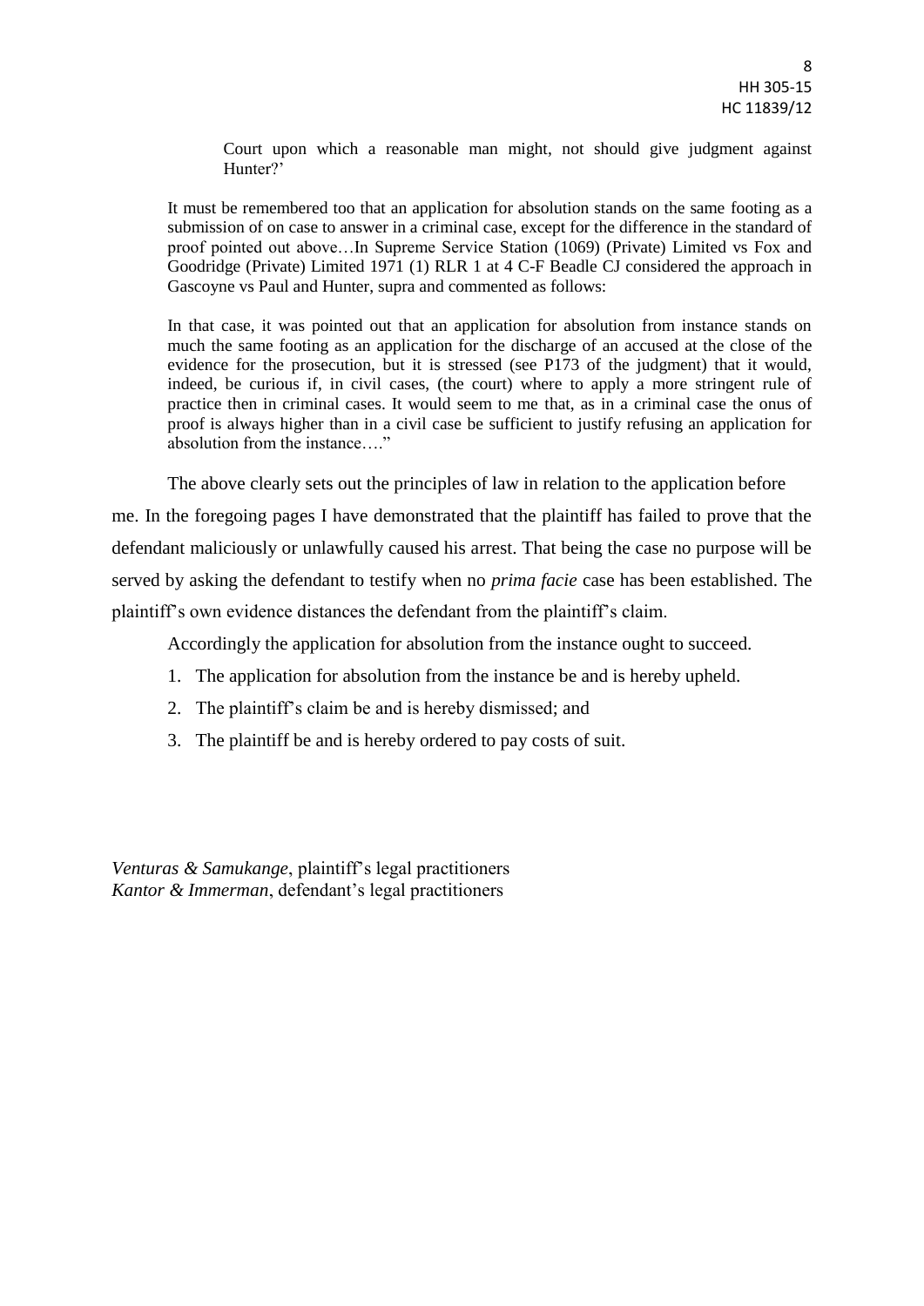> Court upon which a reasonable man might, not should give judgment against Hunter?'

> It must be remembered too that an application for absolution stands on the same footing as a submission of on case to answer in a criminal case, except for the difference in the standard of proof pointed out above…In Supreme Service Station (1069) (Private) Limited vs Fox and Goodridge (Private) Limited 1971 (1) RLR 1 at 4 C-F Beadle CJ considered the approach in Gascoyne vs Paul and Hunter, supra and commented as follows:

> In that case, it was pointed out that an application for absolution from instance stands on much the same footing as an application for the discharge of an accused at the close of the evidence for the prosecution, but it is stressed (see P173 of the judgment) that it would, indeed, be curious if, in civil cases, (the court) where to apply a more stringent rule of practice then in criminal cases. It would seem to me that, as in a criminal case the onus of proof is always higher than in a civil case be sufficient to justify refusing an application for absolution from the instance…."

The above clearly sets out the principles of law in relation to the application before me. In the foregoing pages I have demonstrated that the plaintiff has failed to prove that the defendant maliciously or unlawfully caused his arrest. That being the case no purpose will be served by asking the defendant to testify when no *prima facie* case has been established. The plaintiff's own evidence distances the defendant from the plaintiff's claim.

Accordingly the application for absolution from the instance ought to succeed.

1. The application for absolution from the instance be and is hereby upheld.
2. The plaintiff's claim be and is hereby dismissed; and
3. The plaintiff be and is hereby ordered to pay costs of suit.

*Venturas & Samukange*, plaintiff's legal practitioners
*Kantor & Immerman*, defendant's legal practitioners